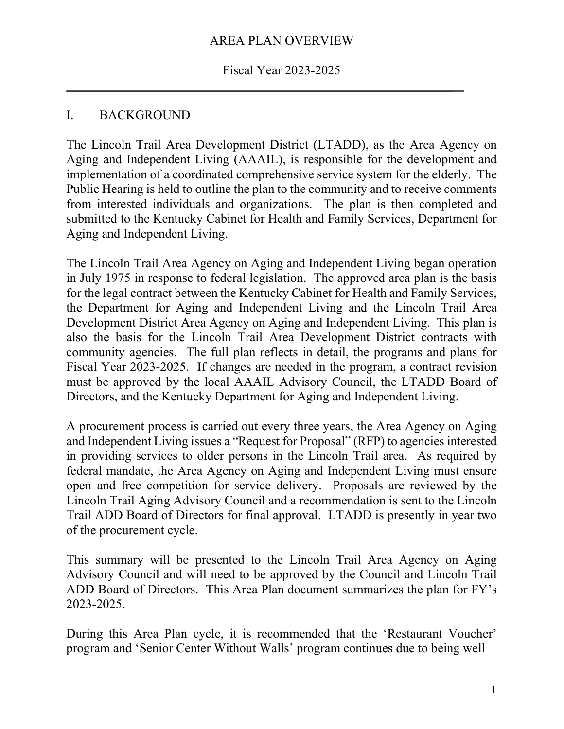# AREA PLAN OVERVIEW

Fiscal Year 2023-2025

---

## I. BACKGROUND

The Lincoln Trail Area Development District (LTADD), as the Area Agency on Aging and Independent Living (AAAIL), is responsible for the development and implementation of a coordinated comprehensive service system for the elderly. The Public Hearing is held to outline the plan to the community and to receive comments from interested individuals and organizations. The plan is then completed and submitted to the Kentucky Cabinet for Health and Family Services, Department for Aging and Independent Living.

The Lincoln Trail Area Agency on Aging and Independent Living began operation in July 1975 in response to federal legislation. The approved area plan is the basis for the legal contract between the Kentucky Cabinet for Health and Family Services, the Department for Aging and Independent Living and the Lincoln Trail Area Development District Area Agency on Aging and Independent Living. This plan is also the basis for the Lincoln Trail Area Development District contracts with community agencies. The full plan reflects in detail, the programs and plans for Fiscal Year 2023-2025. If changes are needed in the program, a contract revision must be approved by the local AAAIL Advisory Council, the LTADD Board of Directors, and the Kentucky Department for Aging and Independent Living.

A procurement process is carried out every three years, the Area Agency on Aging and Independent Living issues a "Request for Proposal" (RFP) to agencies interested in providing services to older persons in the Lincoln Trail area. As required by federal mandate, the Area Agency on Aging and Independent Living must ensure open and free competition for service delivery. Proposals are reviewed by the Lincoln Trail Aging Advisory Council and a recommendation is sent to the Lincoln Trail ADD Board of Directors for final approval. LTADD is presently in year two of the procurement cycle.

This summary will be presented to the Lincoln Trail Area Agency on Aging Advisory Council and will need to be approved by the Council and Lincoln Trail ADD Board of Directors. This Area Plan document summarizes the plan for FY's 2023-2025.

During this Area Plan cycle, it is recommended that the 'Restaurant Voucher' program and 'Senior Center Without Walls' program continues due to being well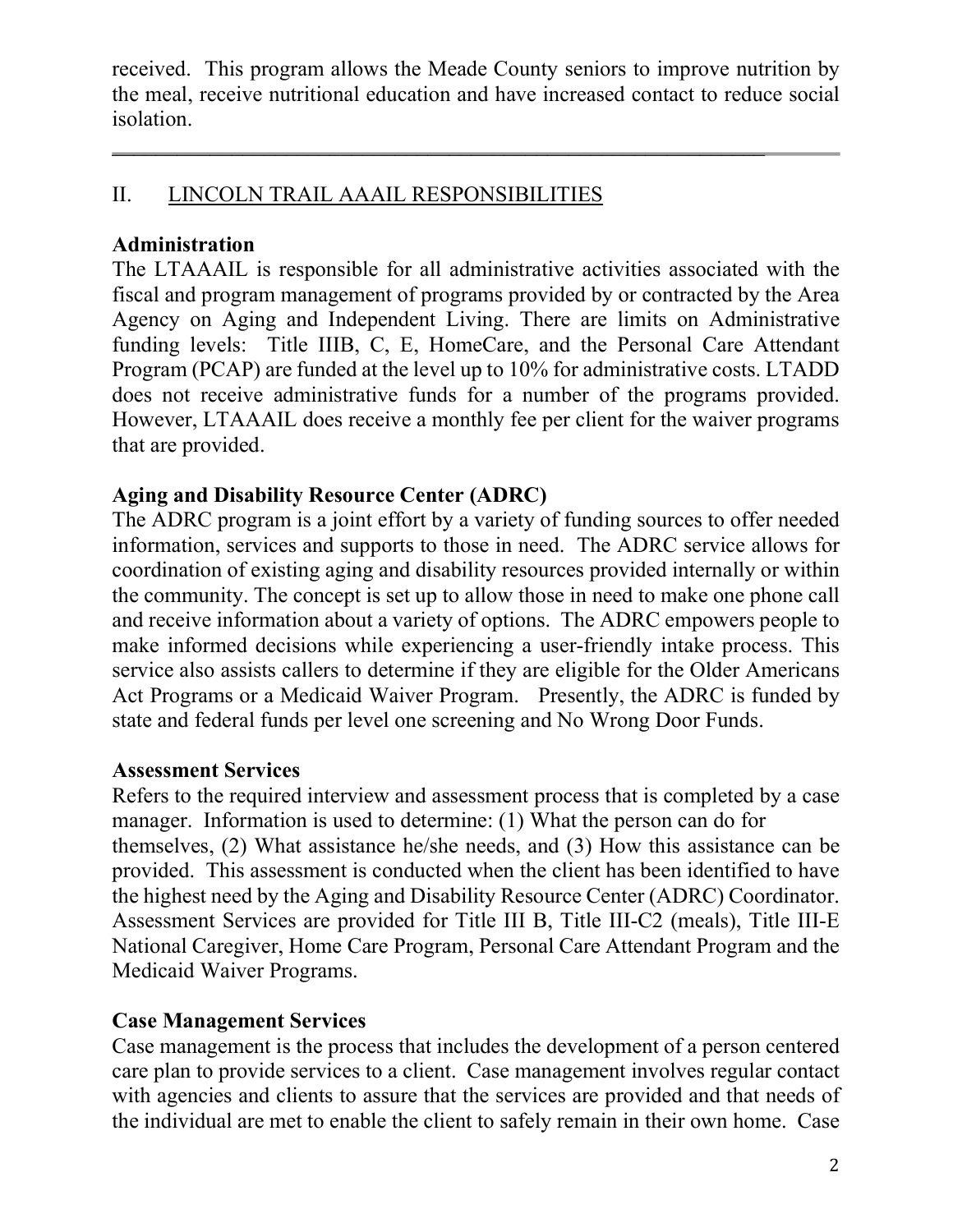received. This program allows the Meade County seniors to improve nutrition by the meal, receive nutritional education and have increased contact to reduce social isolation.

---

## II. LINCOLN TRAIL AAAIL RESPONSIBILITIES

**Administration**

The LTAAAIL is responsible for all administrative activities associated with the fiscal and program management of programs provided by or contracted by the Area Agency on Aging and Independent Living. There are limits on Administrative funding levels: Title IIIB, C, E, HomeCare, and the Personal Care Attendant Program (PCAP) are funded at the level up to 10% for administrative costs. LTADD does not receive administrative funds for a number of the programs provided. However, LTAAAIL does receive a monthly fee per client for the waiver programs that are provided.

**Aging and Disability Resource Center (ADRC)**

The ADRC program is a joint effort by a variety of funding sources to offer needed information, services and supports to those in need. The ADRC service allows for coordination of existing aging and disability resources provided internally or within the community. The concept is set up to allow those in need to make one phone call and receive information about a variety of options. The ADRC empowers people to make informed decisions while experiencing a user-friendly intake process. This service also assists callers to determine if they are eligible for the Older Americans Act Programs or a Medicaid Waiver Program. Presently, the ADRC is funded by state and federal funds per level one screening and No Wrong Door Funds.

**Assessment Services**

Refers to the required interview and assessment process that is completed by a case manager. Information is used to determine: (1) What the person can do for themselves, (2) What assistance he/she needs, and (3) How this assistance can be provided. This assessment is conducted when the client has been identified to have the highest need by the Aging and Disability Resource Center (ADRC) Coordinator. Assessment Services are provided for Title III B, Title III-C2 (meals), Title III-E National Caregiver, Home Care Program, Personal Care Attendant Program and the Medicaid Waiver Programs.

**Case Management Services**

Case management is the process that includes the development of a person centered care plan to provide services to a client. Case management involves regular contact with agencies and clients to assure that the services are provided and that needs of the individual are met to enable the client to safely remain in their own home. Case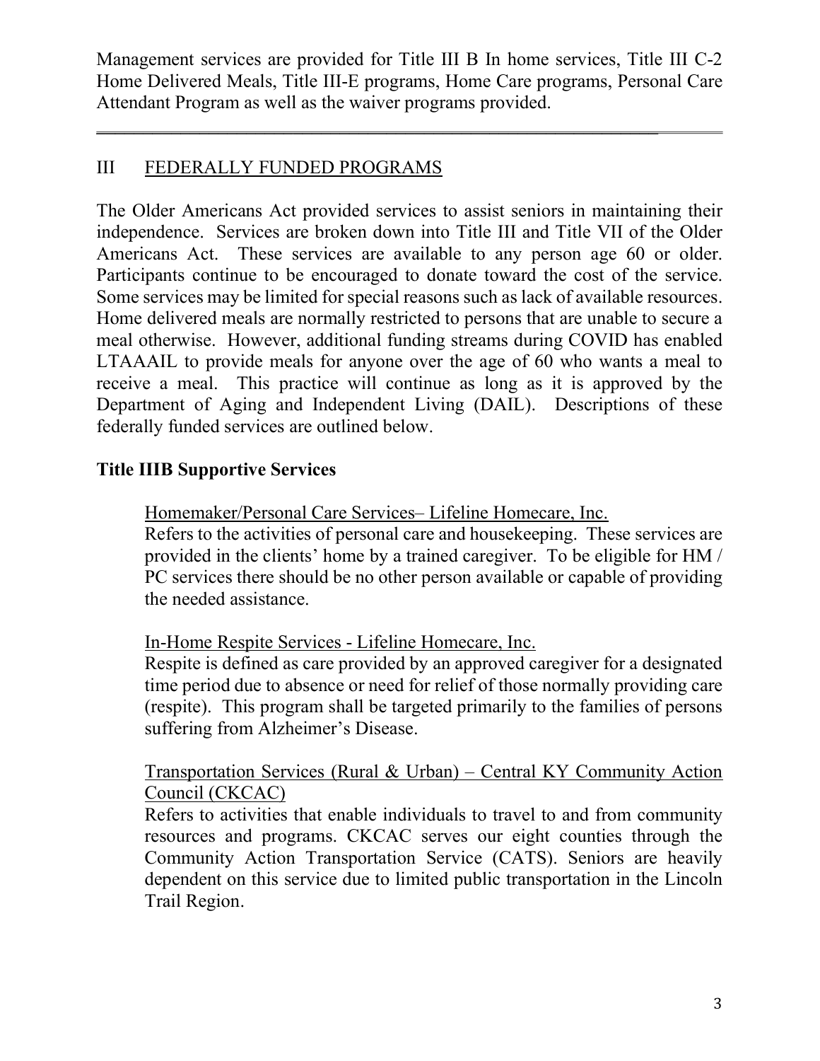Management services are provided for Title III B In home services, Title III C-2 Home Delivered Meals, Title III-E programs, Home Care programs, Personal Care Attendant Program as well as the waiver programs provided.

---

## III FEDERALLY FUNDED PROGRAMS

The Older Americans Act provided services to assist seniors in maintaining their independence. Services are broken down into Title III and Title VII of the Older Americans Act. These services are available to any person age 60 or older. Participants continue to be encouraged to donate toward the cost of the service. Some services may be limited for special reasons such as lack of available resources. Home delivered meals are normally restricted to persons that are unable to secure a meal otherwise. However, additional funding streams during COVID has enabled LTAAAIL to provide meals for anyone over the age of 60 who wants a meal to receive a meal. This practice will continue as long as it is approved by the Department of Aging and Independent Living (DAIL). Descriptions of these federally funded services are outlined below.

### Title IIIB Supportive Services

Homemaker/Personal Care Services– Lifeline Homecare, Inc.
Refers to the activities of personal care and housekeeping. These services are provided in the clients' home by a trained caregiver. To be eligible for HM / PC services there should be no other person available or capable of providing the needed assistance.

In-Home Respite Services - Lifeline Homecare, Inc.
Respite is defined as care provided by an approved caregiver for a designated time period due to absence or need for relief of those normally providing care (respite). This program shall be targeted primarily to the families of persons suffering from Alzheimer's Disease.

Transportation Services (Rural & Urban) – Central KY Community Action Council (CKCAC)
Refers to activities that enable individuals to travel to and from community resources and programs. CKCAC serves our eight counties through the Community Action Transportation Service (CATS). Seniors are heavily dependent on this service due to limited public transportation in the Lincoln Trail Region.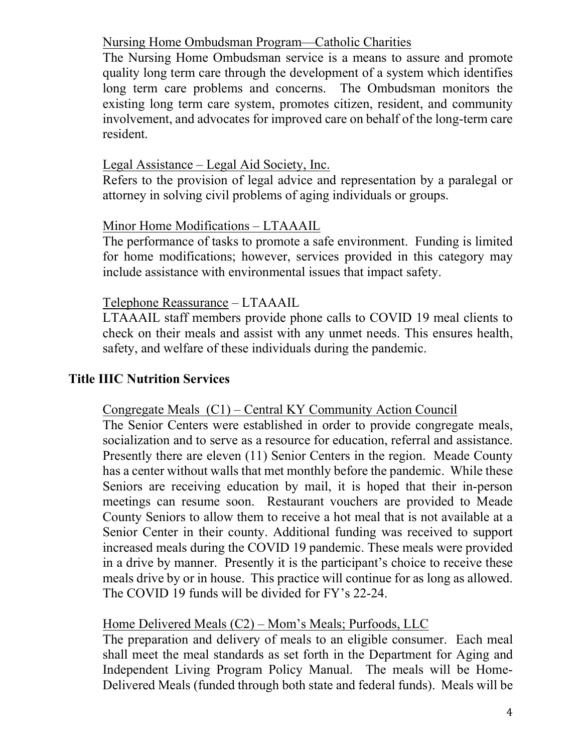Nursing Home Ombudsman Program—Catholic Charities

The Nursing Home Ombudsman service is a means to assure and promote quality long term care through the development of a system which identifies long term care problems and concerns. The Ombudsman monitors the existing long term care system, promotes citizen, resident, and community involvement, and advocates for improved care on behalf of the long-term care resident.

Legal Assistance – Legal Aid Society, Inc.

Refers to the provision of legal advice and representation by a paralegal or attorney in solving civil problems of aging individuals or groups.

Minor Home Modifications – LTAAAIL

The performance of tasks to promote a safe environment. Funding is limited for home modifications; however, services provided in this category may include assistance with environmental issues that impact safety.

Telephone Reassurance – LTAAAIL

LTAAAIL staff members provide phone calls to COVID 19 meal clients to check on their meals and assist with any unmet needs. This ensures health, safety, and welfare of these individuals during the pandemic.

## Title IIIC Nutrition Services

Congregate Meals (C1) – Central KY Community Action Council

The Senior Centers were established in order to provide congregate meals, socialization and to serve as a resource for education, referral and assistance. Presently there are eleven (11) Senior Centers in the region. Meade County has a center without walls that met monthly before the pandemic. While these Seniors are receiving education by mail, it is hoped that their in-person meetings can resume soon. Restaurant vouchers are provided to Meade County Seniors to allow them to receive a hot meal that is not available at a Senior Center in their county. Additional funding was received to support increased meals during the COVID 19 pandemic. These meals were provided in a drive by manner. Presently it is the participant's choice to receive these meals drive by or in house. This practice will continue for as long as allowed. The COVID 19 funds will be divided for FY's 22-24.

Home Delivered Meals (C2) – Mom's Meals; Purfoods, LLC

The preparation and delivery of meals to an eligible consumer. Each meal shall meet the meal standards as set forth in the Department for Aging and Independent Living Program Policy Manual. The meals will be Home-Delivered Meals (funded through both state and federal funds). Meals will be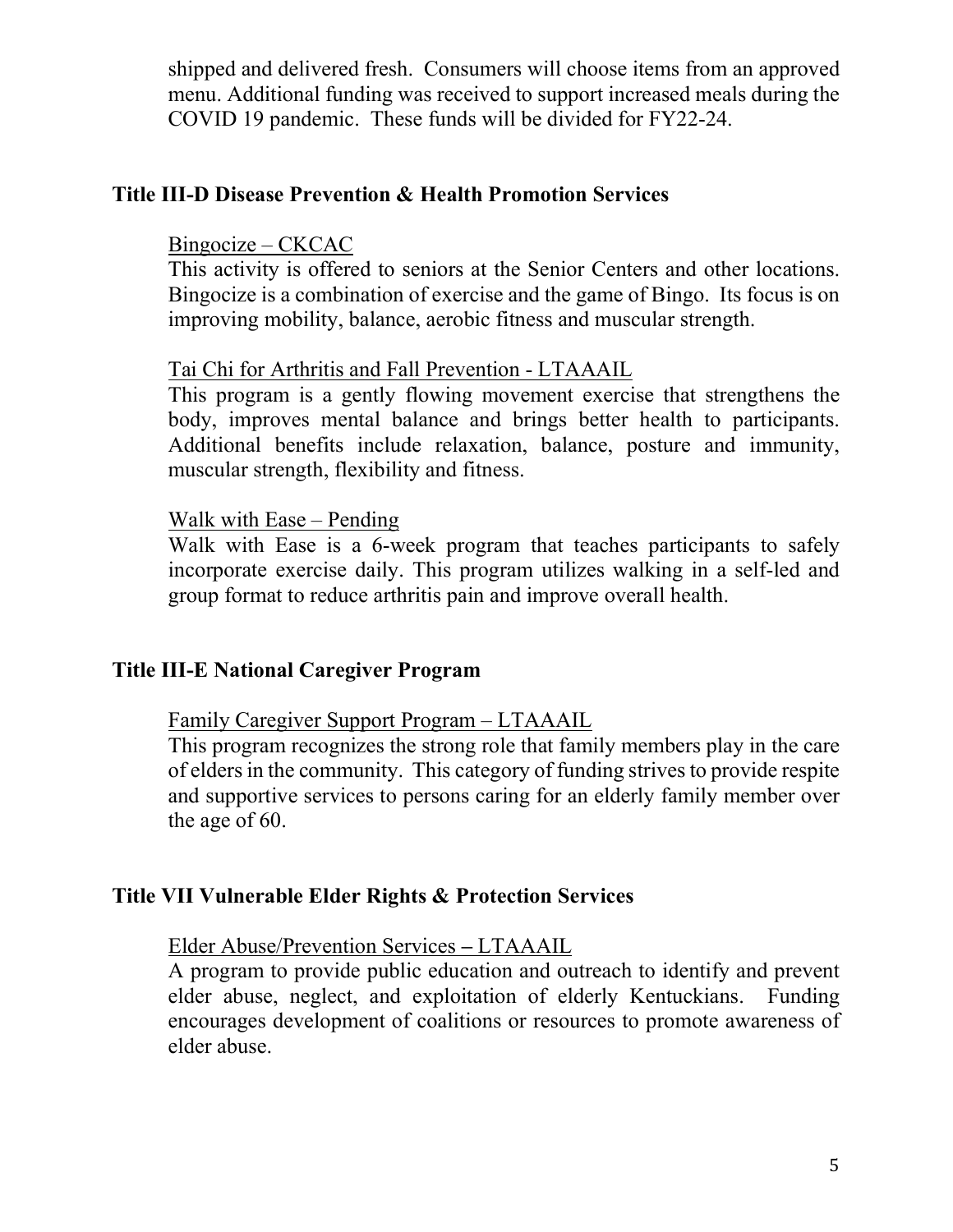shipped and delivered fresh. Consumers will choose items from an approved menu. Additional funding was received to support increased meals during the COVID 19 pandemic. These funds will be divided for FY22-24.

## Title III-D Disease Prevention & Health Promotion Services

Bingocize – CKCAC

This activity is offered to seniors at the Senior Centers and other locations. Bingocize is a combination of exercise and the game of Bingo. Its focus is on improving mobility, balance, aerobic fitness and muscular strength.

Tai Chi for Arthritis and Fall Prevention - LTAAAIL

This program is a gently flowing movement exercise that strengthens the body, improves mental balance and brings better health to participants. Additional benefits include relaxation, balance, posture and immunity, muscular strength, flexibility and fitness.

Walk with Ease – Pending

Walk with Ease is a 6-week program that teaches participants to safely incorporate exercise daily. This program utilizes walking in a self-led and group format to reduce arthritis pain and improve overall health.

## Title III-E National Caregiver Program

Family Caregiver Support Program – LTAAAIL

This program recognizes the strong role that family members play in the care of elders in the community. This category of funding strives to provide respite and supportive services to persons caring for an elderly family member over the age of 60.

## Title VII Vulnerable Elder Rights & Protection Services

Elder Abuse/Prevention Services – LTAAAIL

A program to provide public education and outreach to identify and prevent elder abuse, neglect, and exploitation of elderly Kentuckians. Funding encourages development of coalitions or resources to promote awareness of elder abuse.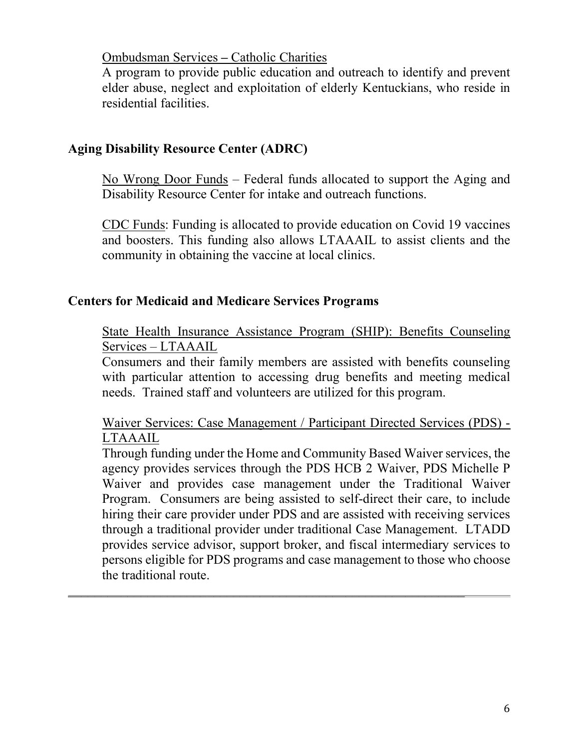Ombudsman Services – Catholic Charities
A program to provide public education and outreach to identify and prevent elder abuse, neglect and exploitation of elderly Kentuckians, who reside in residential facilities.

## Aging Disability Resource Center (ADRC)

No Wrong Door Funds – Federal funds allocated to support the Aging and Disability Resource Center for intake and outreach functions.

CDC Funds: Funding is allocated to provide education on Covid 19 vaccines and boosters. This funding also allows LTAAAIL to assist clients and the community in obtaining the vaccine at local clinics.

## Centers for Medicaid and Medicare Services Programs

State Health Insurance Assistance Program (SHIP): Benefits Counseling Services – LTAAAIL
Consumers and their family members are assisted with benefits counseling with particular attention to accessing drug benefits and meeting medical needs. Trained staff and volunteers are utilized for this program.

Waiver Services: Case Management / Participant Directed Services (PDS) - LTAAAIL
Through funding under the Home and Community Based Waiver services, the agency provides services through the PDS HCB 2 Waiver, PDS Michelle P Waiver and provides case management under the Traditional Waiver Program. Consumers are being assisted to self-direct their care, to include hiring their care provider under PDS and are assisted with receiving services through a traditional provider under traditional Case Management. LTADD provides service advisor, support broker, and fiscal intermediary services to persons eligible for PDS programs and case management to those who choose the traditional route.

---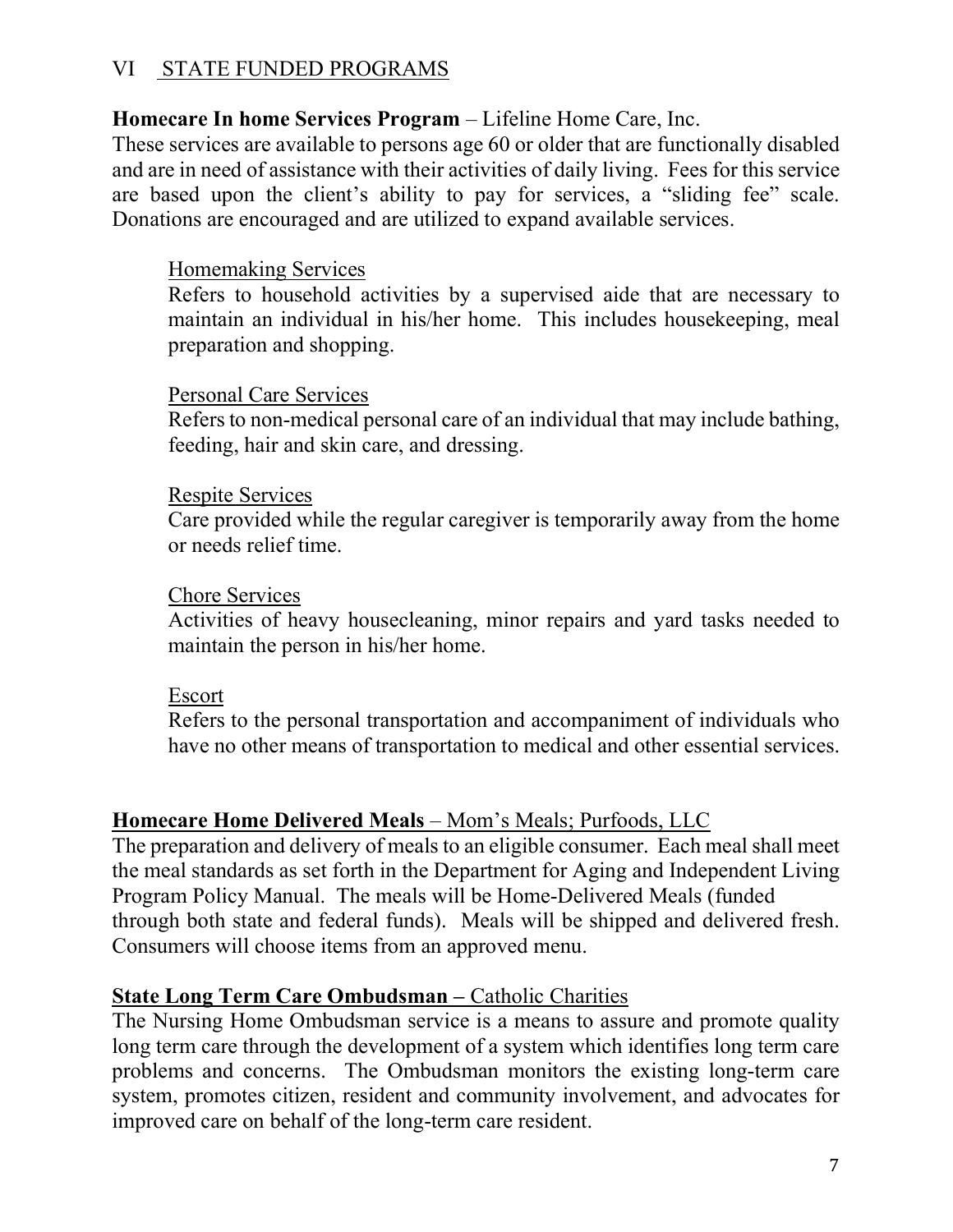## VI STATE FUNDED PROGRAMS

**Homecare In home Services Program** – Lifeline Home Care, Inc.
These services are available to persons age 60 or older that are functionally disabled and are in need of assistance with their activities of daily living. Fees for this service are based upon the client's ability to pay for services, a "sliding fee" scale. Donations are encouraged and are utilized to expand available services.

Homemaking Services
Refers to household activities by a supervised aide that are necessary to maintain an individual in his/her home. This includes housekeeping, meal preparation and shopping.

Personal Care Services
Refers to non-medical personal care of an individual that may include bathing, feeding, hair and skin care, and dressing.

Respite Services
Care provided while the regular caregiver is temporarily away from the home or needs relief time.

Chore Services
Activities of heavy housecleaning, minor repairs and yard tasks needed to maintain the person in his/her home.

Escort
Refers to the personal transportation and accompaniment of individuals who have no other means of transportation to medical and other essential services.

**Homecare Home Delivered Meals** – Mom's Meals; Purfoods, LLC
The preparation and delivery of meals to an eligible consumer. Each meal shall meet the meal standards as set forth in the Department for Aging and Independent Living Program Policy Manual. The meals will be Home-Delivered Meals (funded through both state and federal funds). Meals will be shipped and delivered fresh. Consumers will choose items from an approved menu.

**State Long Term Care Ombudsman –** Catholic Charities
The Nursing Home Ombudsman service is a means to assure and promote quality long term care through the development of a system which identifies long term care problems and concerns. The Ombudsman monitors the existing long-term care system, promotes citizen, resident and community involvement, and advocates for improved care on behalf of the long-term care resident.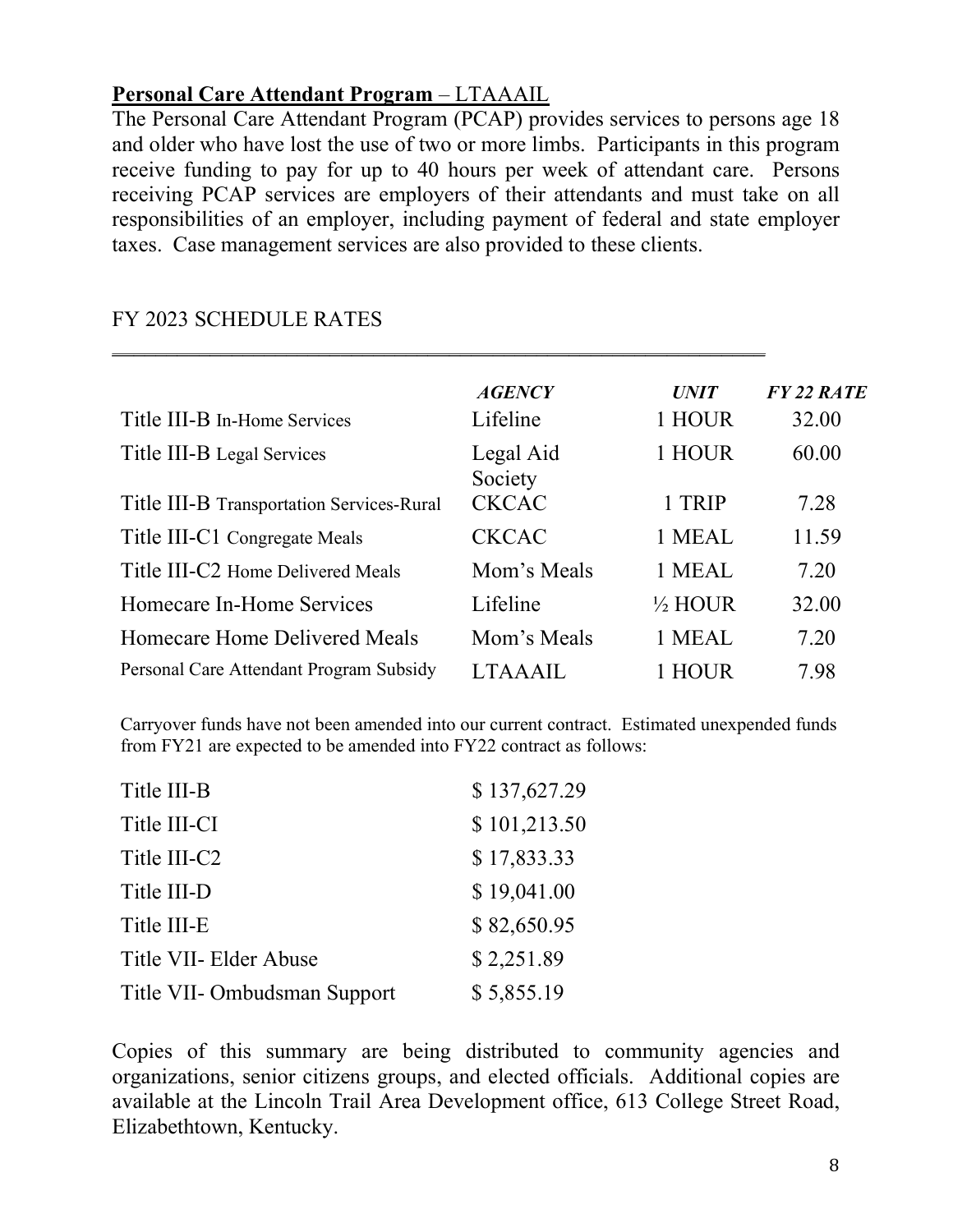**Personal Care Attendant Program** – LTAAAIL

The Personal Care Attendant Program (PCAP) provides services to persons age 18 and older who have lost the use of two or more limbs. Participants in this program receive funding to pay for up to 40 hours per week of attendant care. Persons receiving PCAP services are employers of their attendants and must take on all responsibilities of an employer, including payment of federal and state employer taxes. Case management services are also provided to these clients.

FY 2023 SCHEDULE RATES

| | *AGENCY* | *UNIT* | *FY 22 RATE* |
|---|---|---|---|
| Title III-B In-Home Services | Lifeline | 1 HOUR | 32.00 |
| Title III-B Legal Services | Legal Aid Society | 1 HOUR | 60.00 |
| Title III-B Transportation Services-Rural | CKCAC | 1 TRIP | 7.28 |
| Title III-C1 Congregate Meals | CKCAC | 1 MEAL | 11.59 |
| Title III-C2 Home Delivered Meals | Mom's Meals | 1 MEAL | 7.20 |
| Homecare In-Home Services | Lifeline | ½ HOUR | 32.00 |
| Homecare Home Delivered Meals | Mom's Meals | 1 MEAL | 7.20 |
| Personal Care Attendant Program Subsidy | LTAAAIL | 1 HOUR | 7.98 |

Carryover funds have not been amended into our current contract. Estimated unexpended funds from FY21 are expected to be amended into FY22 contract as follows:

| | |
|---|---|
| Title III-B | $ 137,627.29 |
| Title III-CI | $ 101,213.50 |
| Title III-C2 | $ 17,833.33 |
| Title III-D | $ 19,041.00 |
| Title III-E | $ 82,650.95 |
| Title VII- Elder Abuse | $ 2,251.89 |
| Title VII- Ombudsman Support | $ 5,855.19 |

Copies of this summary are being distributed to community agencies and organizations, senior citizens groups, and elected officials. Additional copies are available at the Lincoln Trail Area Development office, 613 College Street Road, Elizabethtown, Kentucky.